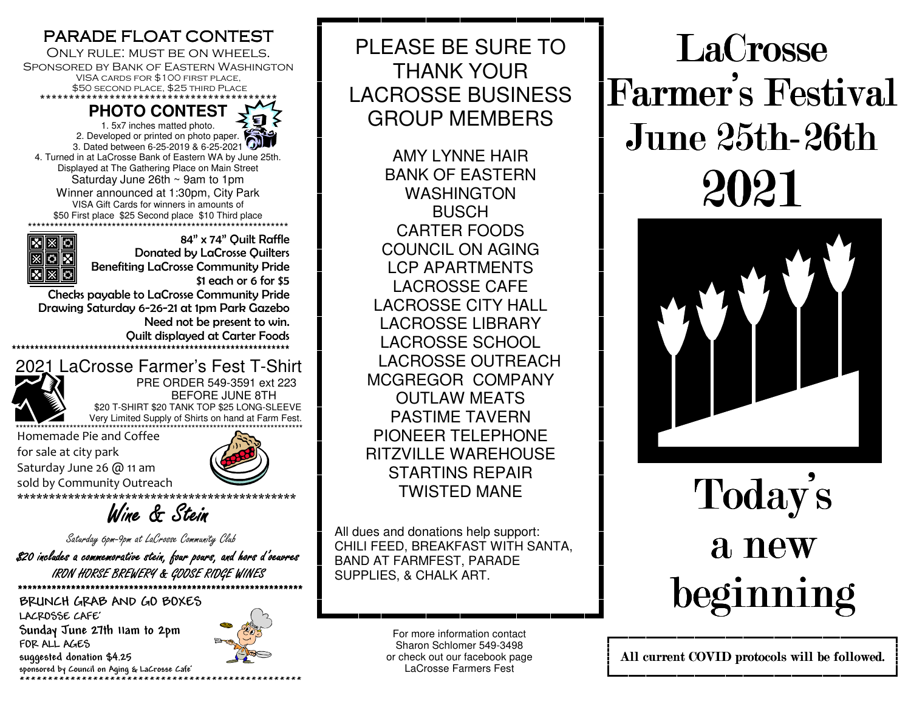## PARADE FLOAT CONTEST

ONLY RULE: MUST BE ON WHEELS.
SPONSORED BY BANK OF EASTERN WASHINGTON
VISA CARDS FOR $100 FIRST PLACE,
$50 SECOND PLACE, $25 THIRD PLACE

********************************************

## PHOTO CONTEST

1. 5x7 inches matted photo.
2. Developed or printed on photo paper.
3. Dated between 6-25-2019 & 6-25-2021
4. Turned in at LaCrosse Bank of Eastern WA by June 25th.

Displayed at The Gathering Place on Main Street
Saturday June 26th ~ 9am to 1pm
Winner announced at 1:30pm, City Park
VISA Gift Cards for winners in amounts of
$50 First place $25 Second place $10 Third place

************************************************************

84" x 74" Quilt Raffle
Donated by LaCrosse Quilters
Benefiting LaCrosse Community Pride
$1 each or 6 for $5
Checks payable to LaCrosse Community Pride
Drawing Saturday 6-26-21 at 1pm Park Gazebo
Need not be present to win.
Quilt displayed at Carter Foods

************************************************************

## 2021 LaCrosse Farmer's Fest T-Shirt

PRE ORDER 549-3591 ext 223
BEFORE JUNE 8TH
$20 T-SHIRT $20 TANK TOP $25 LONG-SLEEVE
Very Limited Supply of Shirts on hand at Farm Fest.

************************************************************

Homemade Pie and Coffee
for sale at city park
Saturday June 26 @ 11 am
sold by Community Outreach

********************************************

## Wine & Stein

Saturday 6pm-9pm at LaCrosse Community Club

$20 includes a commemorative stein, four pours, and hors d'oeuvres
IRON HORSE BREWERY & GOOSE RIDGE WINES

************************************************************

## BRUNCH GRAB AND GO BOXES

LACROSSE CAFE'
Sunday June 27th 11am to 2pm
FOR ALL AGES
suggested donation $4.25
sponsored by Council on Aging & LaCrosse Cafe'

************************************************************

## PLEASE BE SURE TO THANK YOUR LACROSSE BUSINESS GROUP MEMBERS

AMY LYNNE HAIR
BANK OF EASTERN WASHINGTON
BUSCH
CARTER FOODS
COUNCIL ON AGING
LCP APARTMENTS
LACROSSE CAFE
LACROSSE CITY HALL
LACROSSE LIBRARY
LACROSSE SCHOOL
LACROSSE OUTREACH
MCGREGOR COMPANY
OUTLAW MEATS
PASTIME TAVERN
PIONEER TELEPHONE
RITZVILLE WAREHOUSE
STARTINS REPAIR
TWISTED MANE

All dues and donations help support:
CHILI FEED, BREAKFAST WITH SANTA, BAND AT FARMFEST, PARADE SUPPLIES, & CHALK ART.

For more information contact
Sharon Schlomer 549-3498
or check out our facebook page
LaCrosse Farmers Fest

# LaCrosse Farmer's Festival June 25th-26th 2021

# Today's a new beginning

**All current COVID protocols will be followed.**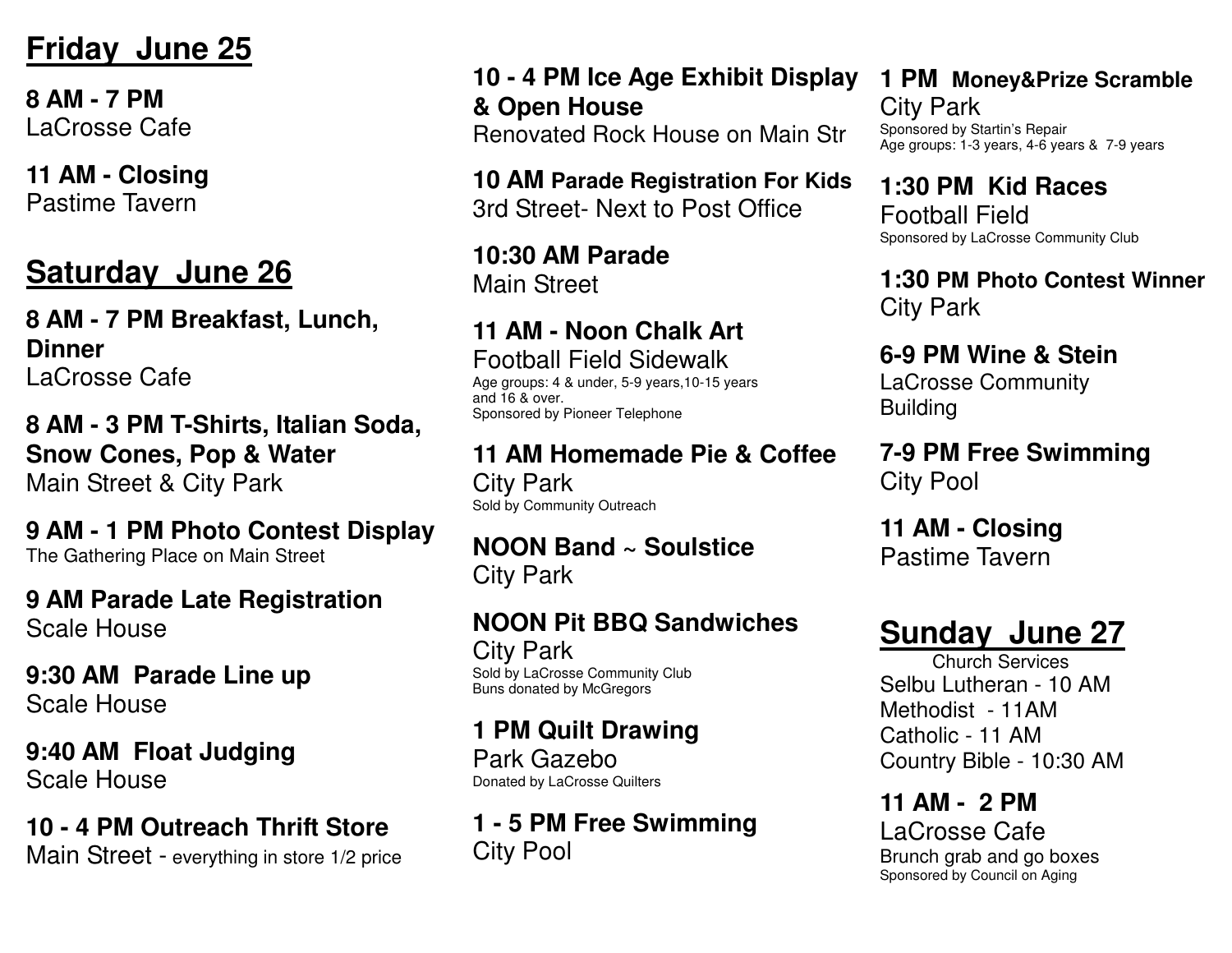## Friday June 25

**8 AM - 7 PM**
LaCrosse Cafe

**11 AM - Closing**
Pastime Tavern

## Saturday June 26

**8 AM - 7 PM Breakfast, Lunch, Dinner**
LaCrosse Cafe

**8 AM - 3 PM T-Shirts, Italian Soda, Snow Cones, Pop & Water**
Main Street & City Park

**9 AM - 1 PM Photo Contest Display**
The Gathering Place on Main Street

**9 AM Parade Late Registration**
Scale House

**9:30 AM Parade Line up**
Scale House

**9:40 AM Float Judging**
Scale House

**10 - 4 PM Outreach Thrift Store**
Main Street - everything in store 1/2 price

**10 - 4 PM Ice Age Exhibit Display & Open House**
Renovated Rock House on Main Str

**10 AM Parade Registration For Kids**
3rd Street- Next to Post Office

**10:30 AM Parade**
Main Street

**11 AM - Noon Chalk Art**
Football Field Sidewalk
Age groups: 4 & under, 5-9 years,10-15 years and 16 & over.
Sponsored by Pioneer Telephone

**11 AM Homemade Pie & Coffee**
City Park
Sold by Community Outreach

**NOON Band ~ Soulstice**
City Park

**NOON Pit BBQ Sandwiches**
City Park
Sold by LaCrosse Community Club
Buns donated by McGregors

**1 PM Quilt Drawing**
Park Gazebo
Donated by LaCrosse Quilters

**1 - 5 PM Free Swimming**
City Pool

**1 PM Money&Prize Scramble**
City Park
Sponsored by Startin's Repair
Age groups: 1-3 years, 4-6 years & 7-9 years

**1:30 PM Kid Races**
Football Field
Sponsored by LaCrosse Community Club

**1:30 PM Photo Contest Winner**
City Park

**6-9 PM Wine & Stein**
LaCrosse Community Building

**7-9 PM Free Swimming**
City Pool

**11 AM - Closing**
Pastime Tavern

## Sunday June 27

Church Services
Selbu Lutheran - 10 AM
Methodist - 11AM
Catholic - 11 AM
Country Bible - 10:30 AM

**11 AM - 2 PM**
LaCrosse Cafe
Brunch grab and go boxes
Sponsored by Council on Aging